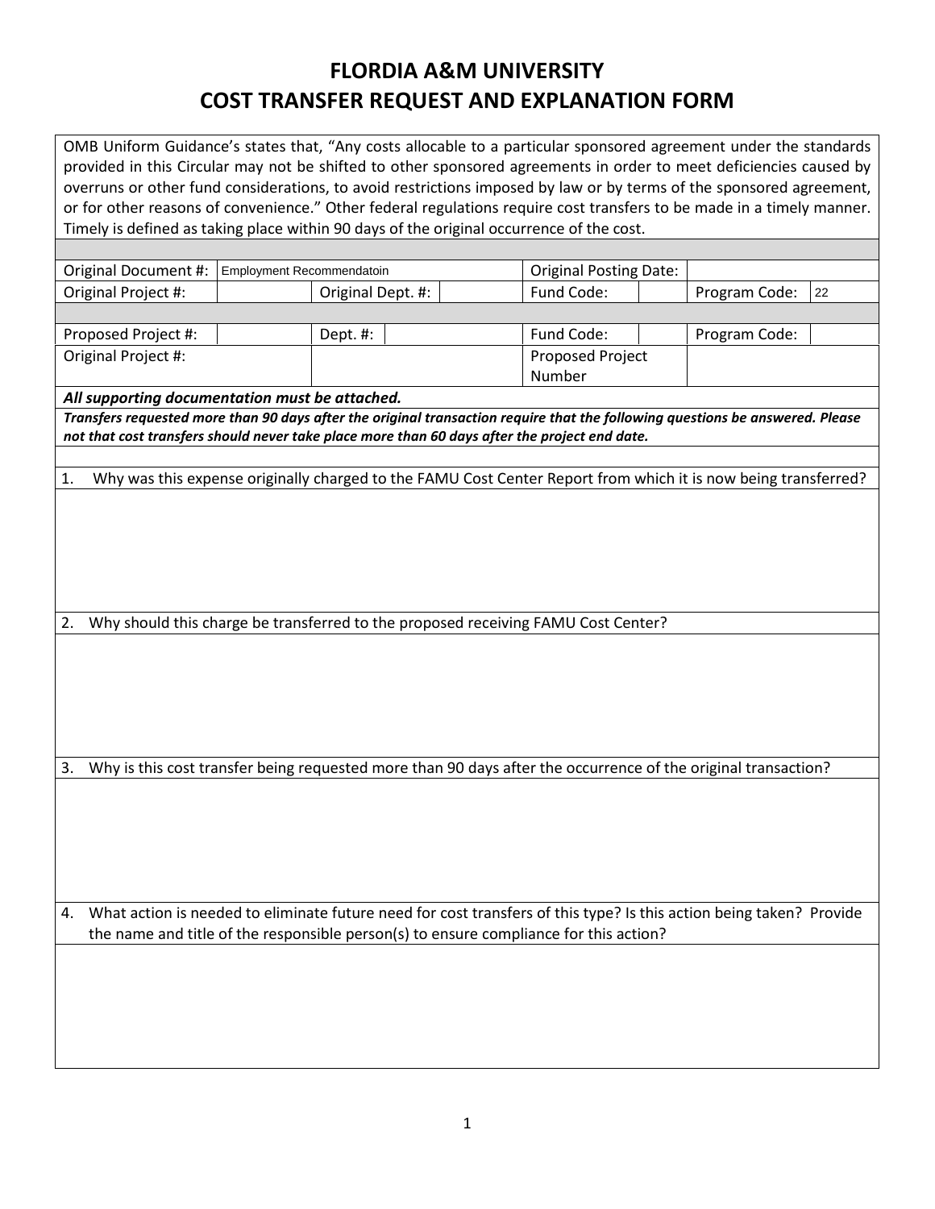# FLORDIA A&M UNIVERSITY

# COST TRANSFER REQUEST AND EXPLANATION FORM

OMB Uniform Guidance's states that, "Any costs allocable to a particular sponsored agreement under the standards provided in this Circular may not be shifted to other sponsored agreements in order to meet deficiencies caused by overruns or other fund considerations, to avoid restrictions imposed by law or by terms of the sponsored agreement, or for other reasons of convenience." Other federal regulations require cost transfers to be made in a timely manner. Timely is defined as taking place within 90 days of the original occurrence of the cost.

| | | | | | | | |
|---|---|---|---|---|---|---|---|
| Original Document #: | Employment Recommendatoin | | | Original Posting Date: | | | |
| Original Project #: | | Original Dept. #: | | Fund Code: | | Program Code: | 22 |
| | | | | | | | |
| Proposed Project #: | | Dept. #: | | Fund Code: | | Program Code: | |
| Original Project #: | | | | Proposed Project Number | | | |

***All supporting documentation must be attached.***

***Transfers requested more than 90 days after the original transaction require that the following questions be answered. Please not that cost transfers should never take place more than 60 days after the project end date.***

1. Why was this expense originally charged to the FAMU Cost Center Report from which it is now being transferred?

2. Why should this charge be transferred to the proposed receiving FAMU Cost Center?

3. Why is this cost transfer being requested more than 90 days after the occurrence of the original transaction?

4. What action is needed to eliminate future need for cost transfers of this type? Is this action being taken? Provide the name and title of the responsible person(s) to ensure compliance for this action?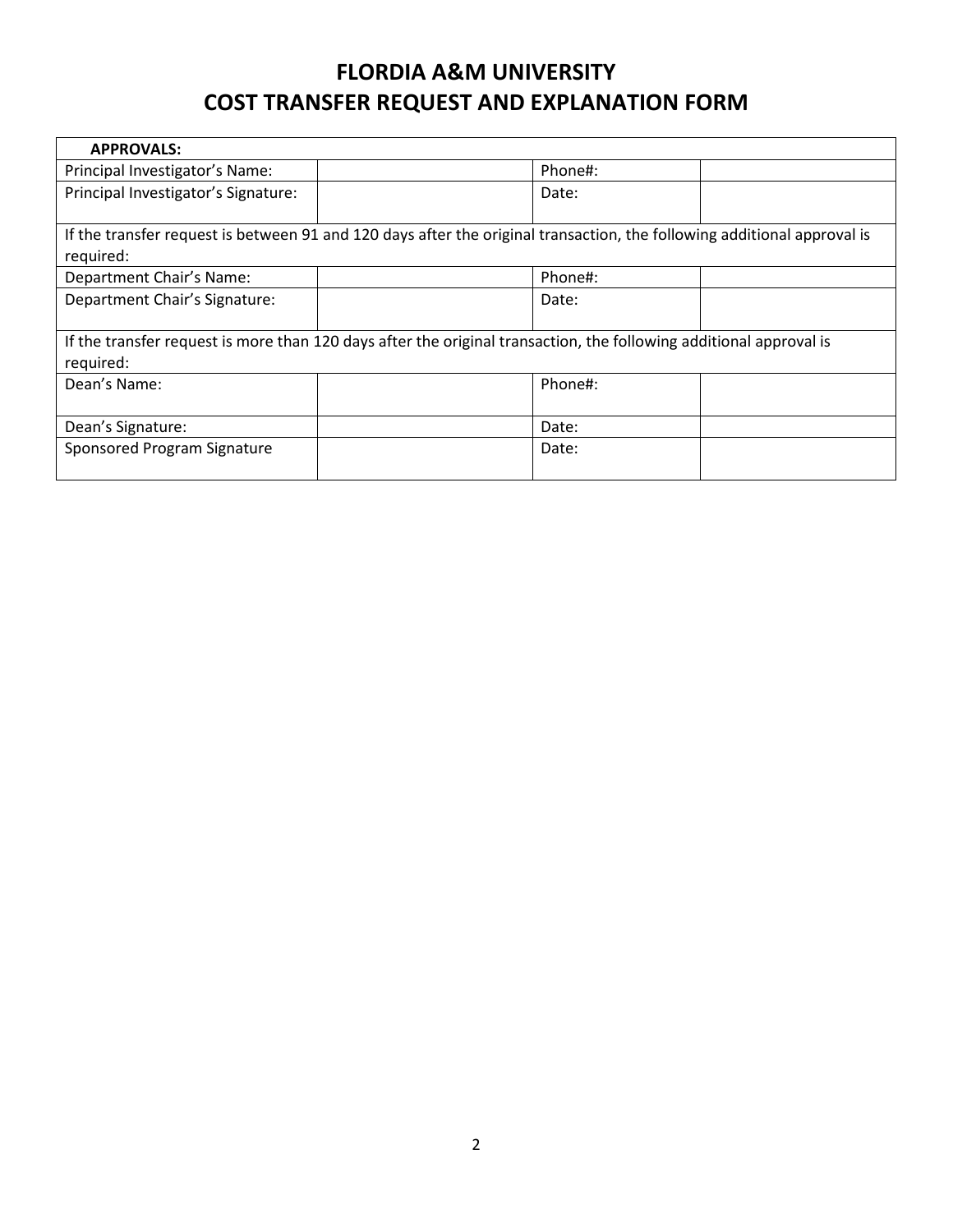# FLORDIA A&M UNIVERSITY
# COST TRANSFER REQUEST AND EXPLANATION FORM

| **APPROVALS:** | | | |
|---|---|---|---|
| Principal Investigator's Name: | | Phone#: | |
| Principal Investigator's Signature: | | Date: | |
| If the transfer request is between 91 and 120 days after the original transaction, the following additional approval is required: | | | |
| Department Chair's Name: | | Phone#: | |
| Department Chair's Signature: | | Date: | |
| If the transfer request is more than 120 days after the original transaction, the following additional approval is required: | | | |
| Dean's Name: | | Phone#: | |
| Dean's Signature: | | Date: | |
| Sponsored Program Signature | | Date: | |